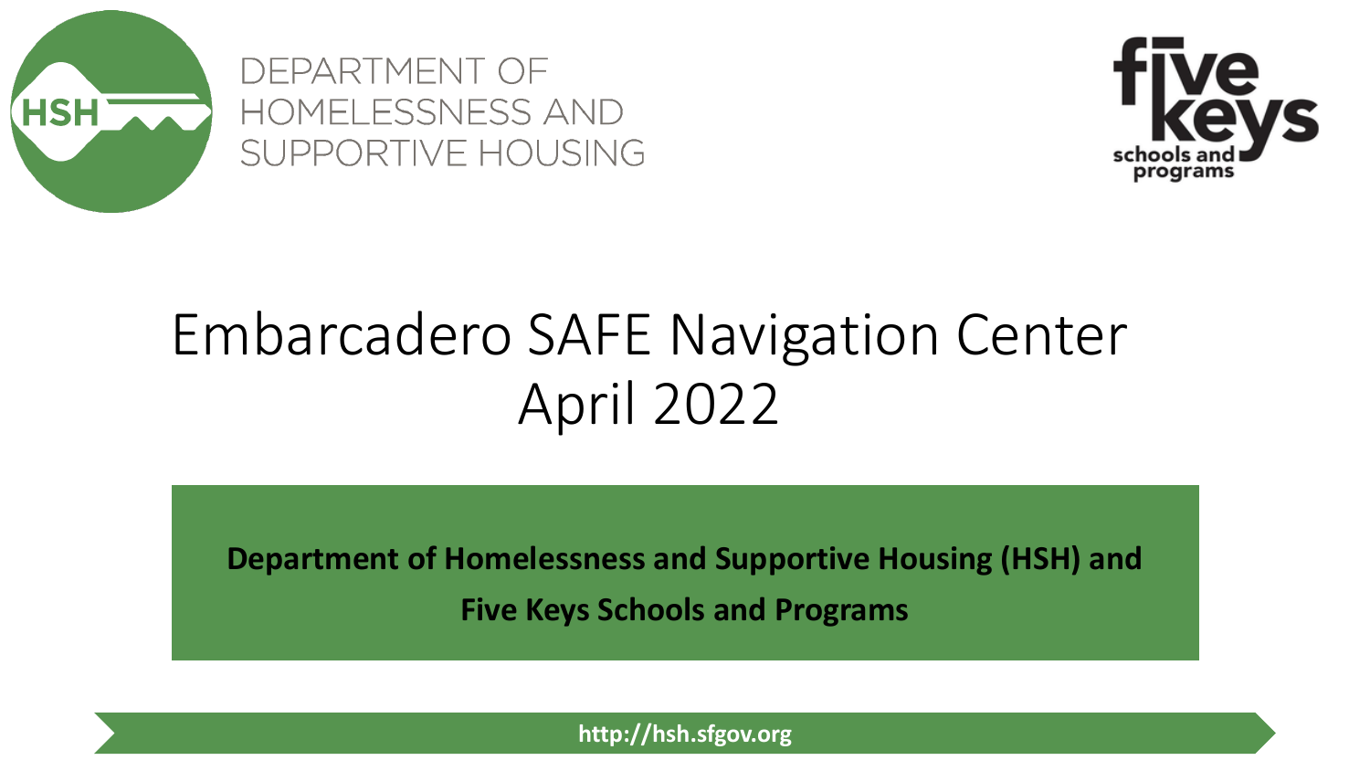DEPARTMENT OF HOMELESSNESS AND SUPPORTIVE HOUSING

five keys schools and programs

# Embarcadero SAFE Navigation Center April 2022

**Department of Homelessness and Supportive Housing (HSH) and Five Keys Schools and Programs**

**http://hsh.sfgov.org**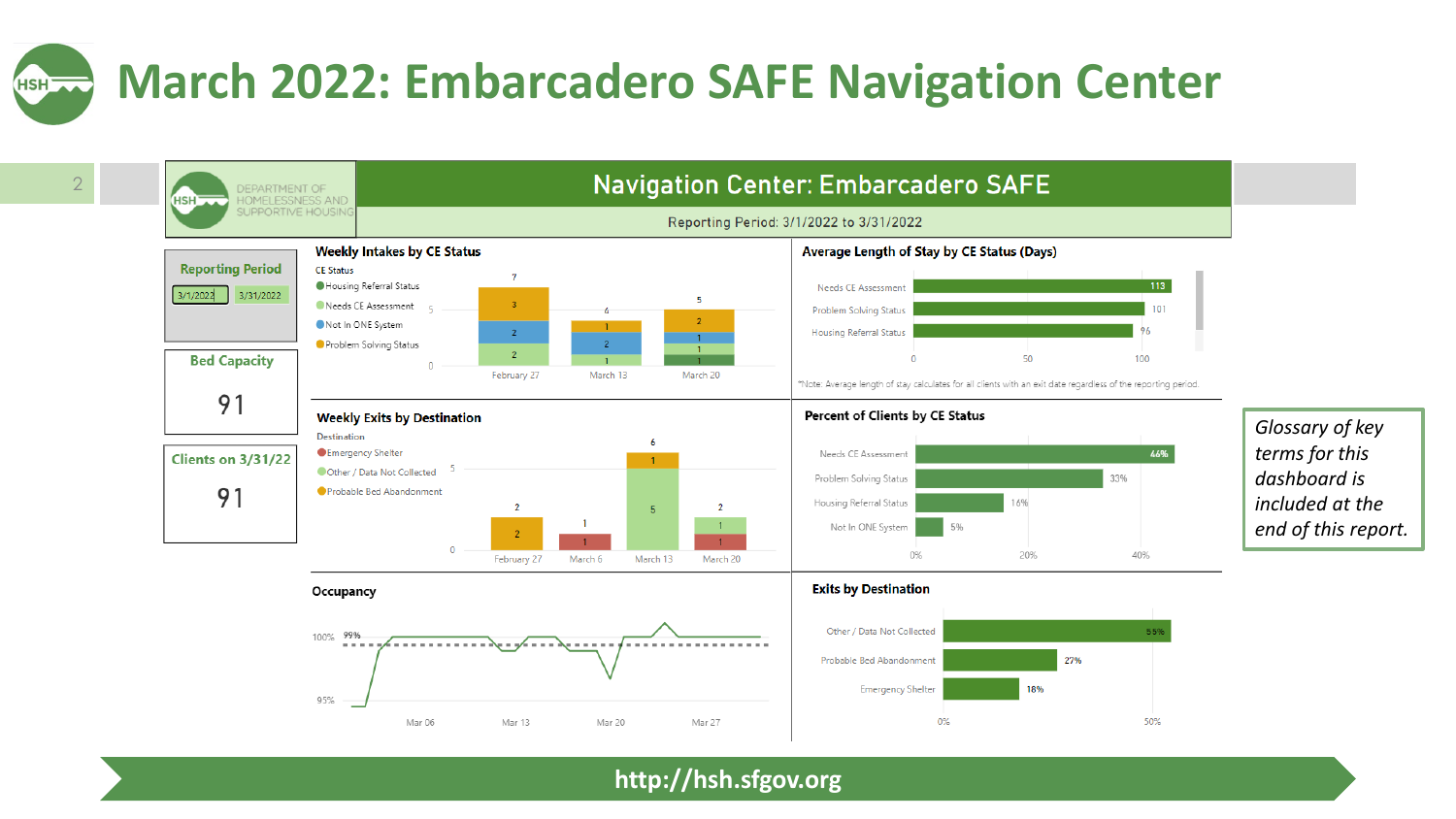# March 2022: Embarcadero SAFE Navigation Center

DEPARTMENT OF HOMELESSNESS AND SUPPORTIVE HOUSING

## Navigation Center: Embarcadero SAFE

Reporting Period: 3/1/2022 to 3/31/2022

**Reporting Period**

3/1/2022 | 3/31/2022

**Bed Capacity**

91

**Clients on 3/31/22**

91

### Weekly Intakes by CE Status

CE Status

- Housing Referral Status
- Needs CE Assessment
- Not In ONE System
- Problem Solving Status

| Week | Housing Referral Status | Needs CE Assessment | Not In ONE System | Problem Solving Status | Total |
|---|---|---|---|---|---|
| February 27 | | 2 | 2 | 3 | 7 |
| March 13 | | 1 | 2 | 1 | 6 |
| March 20 | 1 | 1 | 1 | 2 | 5 |

### Average Length of Stay by CE Status (Days)

| CE Status | Days |
|---|---|
| Needs CE Assessment | 113 |
| Problem Solving Status | 101 |
| Housing Referral Status | 96 |

*Note: Average length of stay calculates for all clients with an exit date regardless of the reporting period.

### Weekly Exits by Destination

Destination

- Emergency Shelter
- Other / Data Not Collected
- Probable Bed Abandonment

| Week | Emergency Shelter | Other / Data Not Collected | Probable Bed Abandonment | Total |
|---|---|---|---|---|
| February 27 | | | 2 | 2 |
| March 6 | 1 | | | 1 |
| March 13 | | 5 | 1 | 6 |
| March 20 | 1 | 1 | | 2 |

### Percent of Clients by CE Status

| CE Status | Percent |
|---|---|
| Needs CE Assessment | 46% |
| Problem Solving Status | 33% |
| Housing Referral Status | 16% |
| Not In ONE System | 5% |

### Occupancy

100% | 99% | 95%

Mar 06 | Mar 13 | Mar 20 | Mar 27

### Exits by Destination

| Destination | Percent |
|---|---|
| Other / Data Not Collected | 55% |
| Probable Bed Abandonment | 27% |
| Emergency Shelter | 18% |

*Glossary of key terms for this dashboard is included at the end of this report.*

http://hsh.sfgov.org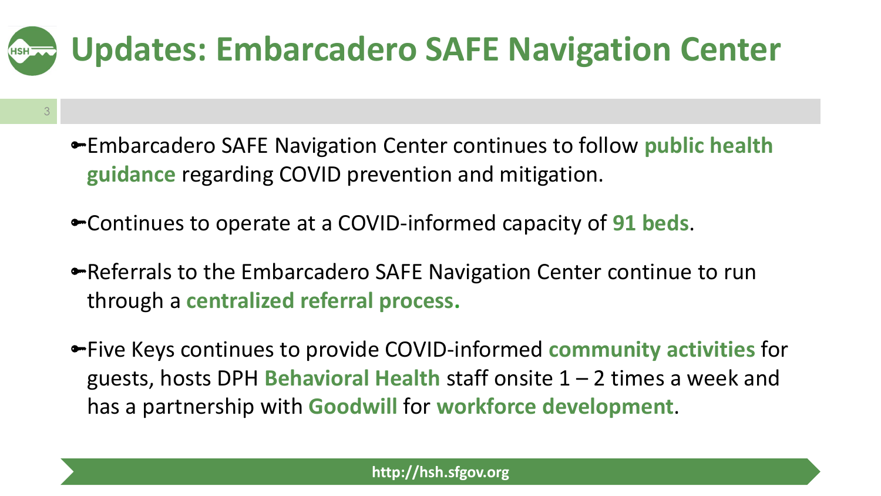# Updates: Embarcadero SAFE Navigation Center

- Embarcadero SAFE Navigation Center continues to follow **public health guidance** regarding COVID prevention and mitigation.
- Continues to operate at a COVID-informed capacity of **91 beds**.
- Referrals to the Embarcadero SAFE Navigation Center continue to run through a **centralized referral process.**
- Five Keys continues to provide COVID-informed **community activities** for guests, hosts DPH **Behavioral Health** staff onsite 1 – 2 times a week and has a partnership with **Goodwill** for **workforce development**.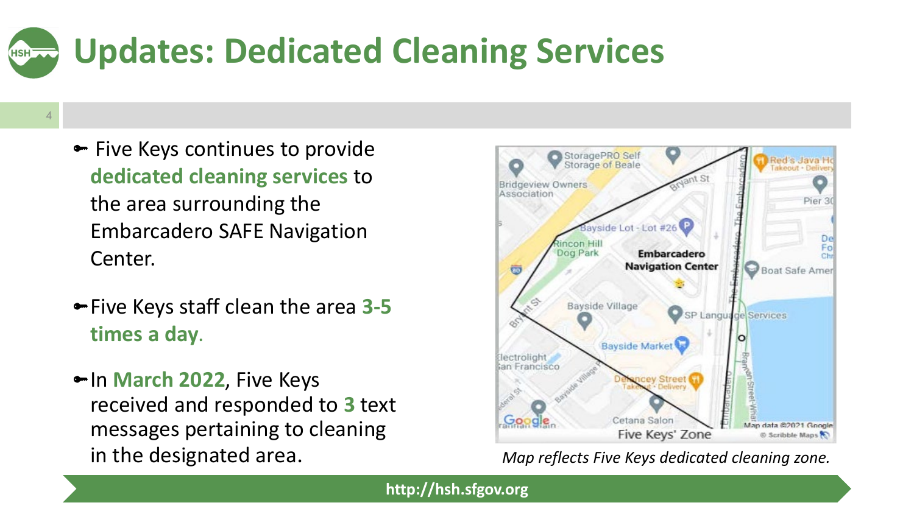# Updates: Dedicated Cleaning Services

- Five Keys continues to provide **dedicated cleaning services** to the area surrounding the Embarcadero SAFE Navigation Center.
- Five Keys staff clean the area **3-5 times a day**.
- In **March 2022**, Five Keys received and responded to **3** text messages pertaining to cleaning in the designated area.

*Map reflects Five Keys dedicated cleaning zone.*

http://hsh.sfgov.org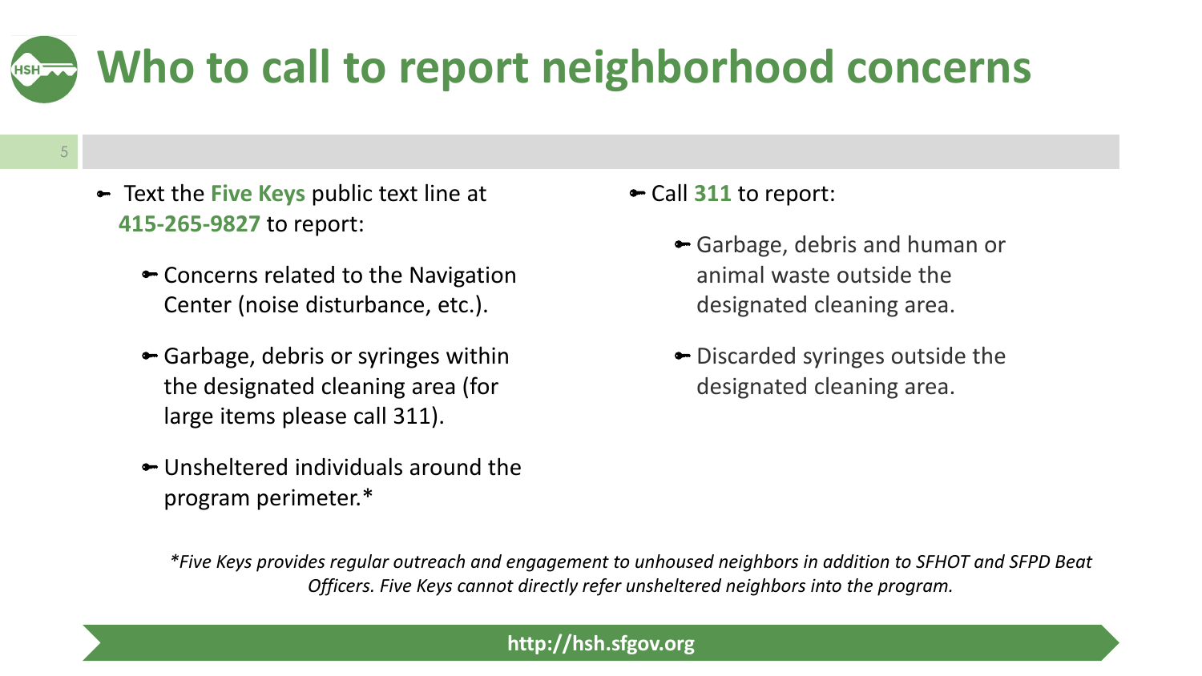# Who to call to report neighborhood concerns

- Text the **Five Keys** public text line at **415-265-9827** to report:
  - Concerns related to the Navigation Center (noise disturbance, etc.).
  - Garbage, debris or syringes within the designated cleaning area (for large items please call 311).
  - Unsheltered individuals around the program perimeter.*

- Call **311** to report:
  - Garbage, debris and human or animal waste outside the designated cleaning area.
  - Discarded syringes outside the designated cleaning area.

*\*Five Keys provides regular outreach and engagement to unhoused neighbors in addition to SFHOT and SFPD Beat Officers. Five Keys cannot directly refer unsheltered neighbors into the program.*

**http://hsh.sfgov.org**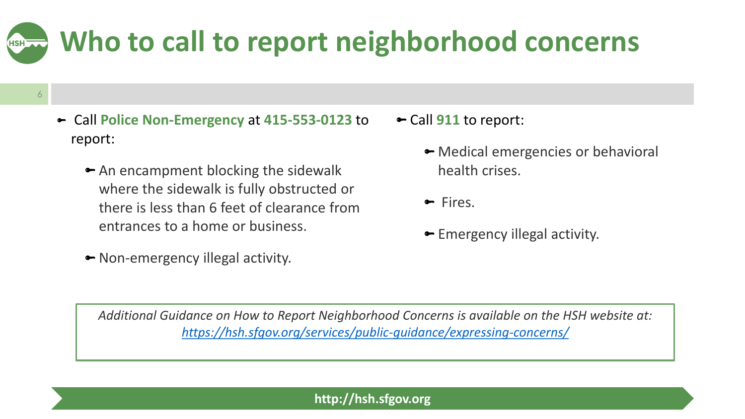# Who to call to report neighborhood concerns

- Call **Police Non-Emergency** at **415-553-0123** to report:
  - An encampment blocking the sidewalk where the sidewalk is fully obstructed or there is less than 6 feet of clearance from entrances to a home or business.
  - Non-emergency illegal activity.

- Call **911** to report:
  - Medical emergencies or behavioral health crises.
  - Fires.
  - Emergency illegal activity.

*Additional Guidance on How to Report Neighborhood Concerns is available on the HSH website at: [https://hsh.sfgov.org/services/public-guidance/expressing-concerns/](https://hsh.sfgov.org/services/public-guidance/expressing-concerns/)*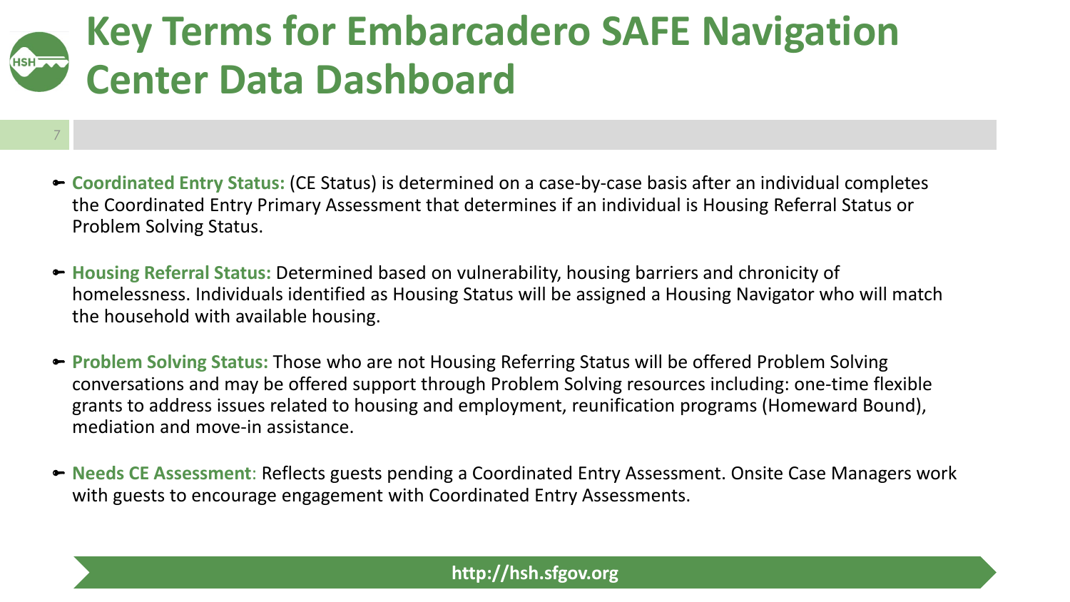# Key Terms for Embarcadero SAFE Navigation Center Data Dashboard

- **Coordinated Entry Status:** (CE Status) is determined on a case-by-case basis after an individual completes the Coordinated Entry Primary Assessment that determines if an individual is Housing Referral Status or Problem Solving Status.

- **Housing Referral Status:** Determined based on vulnerability, housing barriers and chronicity of homelessness. Individuals identified as Housing Status will be assigned a Housing Navigator who will match the household with available housing.

- **Problem Solving Status:** Those who are not Housing Referring Status will be offered Problem Solving conversations and may be offered support through Problem Solving resources including: one-time flexible grants to address issues related to housing and employment, reunification programs (Homeward Bound), mediation and move-in assistance.

- **Needs CE Assessment**: Reflects guests pending a Coordinated Entry Assessment. Onsite Case Managers work with guests to encourage engagement with Coordinated Entry Assessments.

**http://hsh.sfgov.org**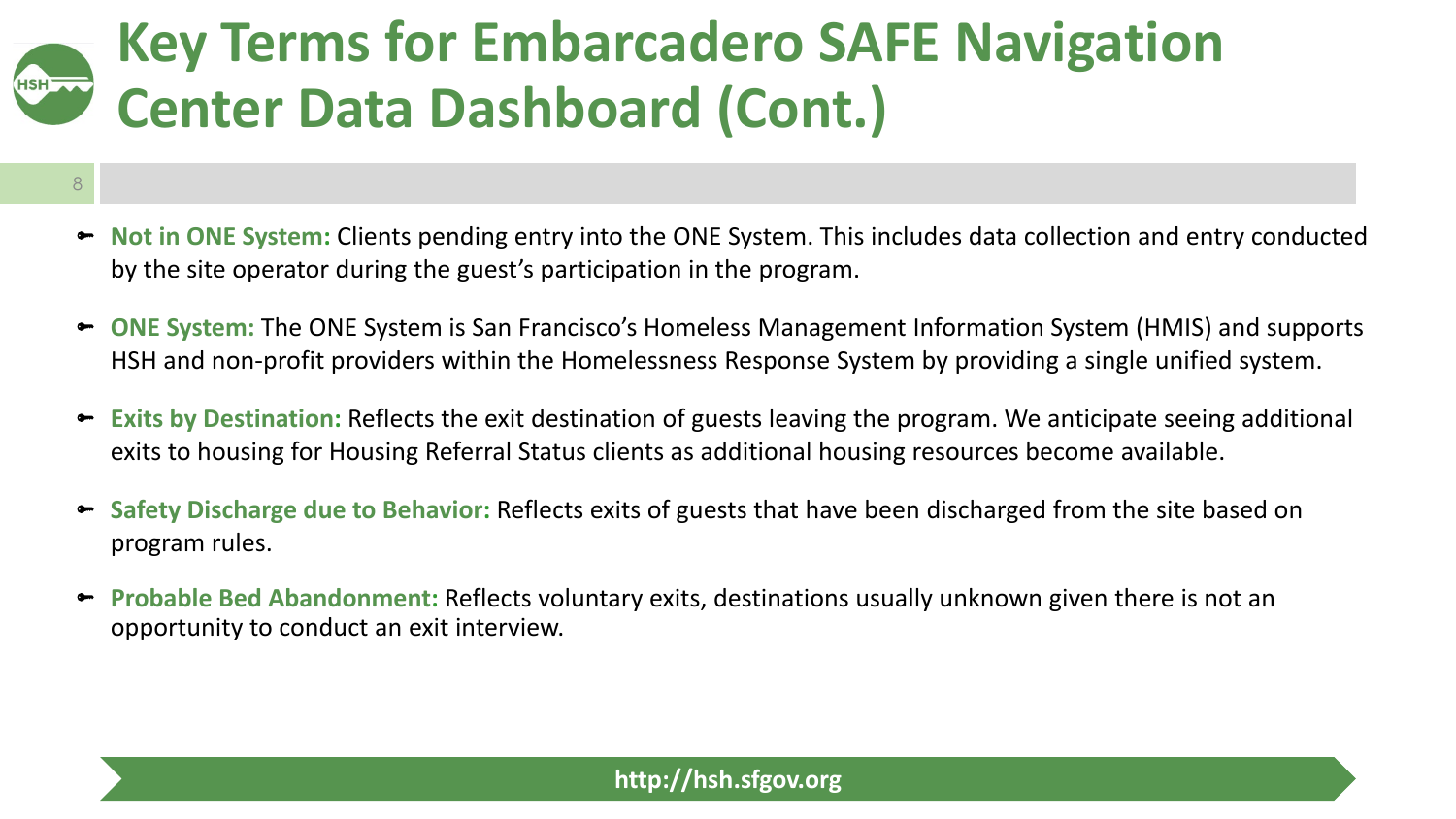# Key Terms for Embarcadero SAFE Navigation Center Data Dashboard (Cont.)

- **Not in ONE System:** Clients pending entry into the ONE System. This includes data collection and entry conducted by the site operator during the guest's participation in the program.
- **ONE System:** The ONE System is San Francisco's Homeless Management Information System (HMIS) and supports HSH and non-profit providers within the Homelessness Response System by providing a single unified system.
- **Exits by Destination:** Reflects the exit destination of guests leaving the program. We anticipate seeing additional exits to housing for Housing Referral Status clients as additional housing resources become available.
- **Safety Discharge due to Behavior:** Reflects exits of guests that have been discharged from the site based on program rules.
- **Probable Bed Abandonment:** Reflects voluntary exits, destinations usually unknown given there is not an opportunity to conduct an exit interview.

http://hsh.sfgov.org